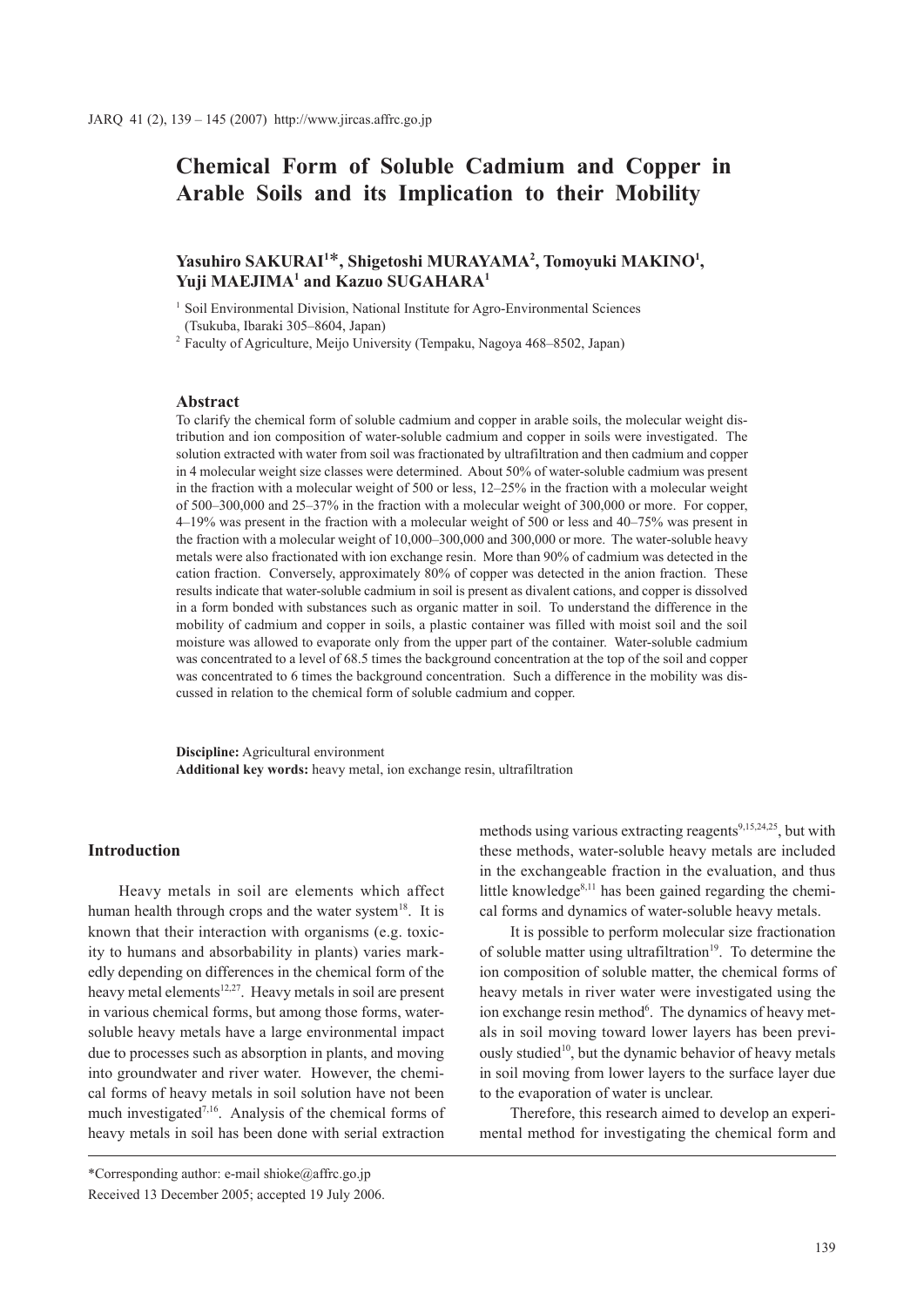# Chemical Form of Soluble Cadmium and Copper in Arable Soils and its Implication to their Mobility

**Yasuhiro SAKURAI[1]*, Shigetoshi MURAYAMA[2], Tomoyuki MAKINO[1], Yuji MAEJIMA[1] and Kazuo SUGAHARA[1]**

[1] Soil Environmental Division, National Institute for Agro-Environmental Sciences (Tsukuba, Ibaraki 305–8604, Japan)

[2] Faculty of Agriculture, Meijo University (Tempaku, Nagoya 468–8502, Japan)

### Abstract

To clarify the chemical form of soluble cadmium and copper in arable soils, the molecular weight distribution and ion composition of water-soluble cadmium and copper in soils were investigated. The solution extracted with water from soil was fractionated by ultrafiltration and then cadmium and copper in 4 molecular weight size classes were determined. About 50% of water-soluble cadmium was present in the fraction with a molecular weight of 500 or less, 12–25% in the fraction with a molecular weight of 500–300,000 and 25–37% in the fraction with a molecular weight of 300,000 or more. For copper, 4–19% was present in the fraction with a molecular weight of 500 or less and 40–75% was present in the fraction with a molecular weight of 10,000–300,000 and 300,000 or more. The water-soluble heavy metals were also fractionated with ion exchange resin. More than 90% of cadmium was detected in the cation fraction. Conversely, approximately 80% of copper was detected in the anion fraction. These results indicate that water-soluble cadmium in soil is present as divalent cations, and copper is dissolved in a form bonded with substances such as organic matter in soil. To understand the difference in the mobility of cadmium and copper in soils, a plastic container was filled with moist soil and the soil moisture was allowed to evaporate only from the upper part of the container. Water-soluble cadmium was concentrated to a level of 68.5 times the background concentration at the top of the soil and copper was concentrated to 6 times the background concentration. Such a difference in the mobility was discussed in relation to the chemical form of soluble cadmium and copper.

**Discipline:** Agricultural environment
**Additional key words:** heavy metal, ion exchange resin, ultrafiltration

## Introduction

Heavy metals in soil are elements which affect human health through crops and the water system[18]. It is known that their interaction with organisms (e.g. toxicity to humans and absorbability in plants) varies markedly depending on differences in the chemical form of the heavy metal elements[12,27]. Heavy metals in soil are present in various chemical forms, but among those forms, water-soluble heavy metals have a large environmental impact due to processes such as absorption in plants, and moving into groundwater and river water. However, the chemical forms of heavy metals in soil solution have not been much investigated[7,16]. Analysis of the chemical forms of heavy metals in soil has been done with serial extraction methods using various extracting reagents[9,15,24,25], but with these methods, water-soluble heavy metals are included in the exchangeable fraction in the evaluation, and thus little knowledge[8,11] has been gained regarding the chemical forms and dynamics of water-soluble heavy metals.

It is possible to perform molecular size fractionation of soluble matter using ultrafiltration[19]. To determine the ion composition of soluble matter, the chemical forms of heavy metals in river water were investigated using the ion exchange resin method[6]. The dynamics of heavy metals in soil moving toward lower layers has been previously studied[10], but the dynamic behavior of heavy metals in soil moving from lower layers to the surface layer due to the evaporation of water is unclear.

Therefore, this research aimed to develop an experimental method for investigating the chemical form and

*Corresponding author: e-mail shioke@affrc.go.jp

Received 13 December 2005; accepted 19 July 2006.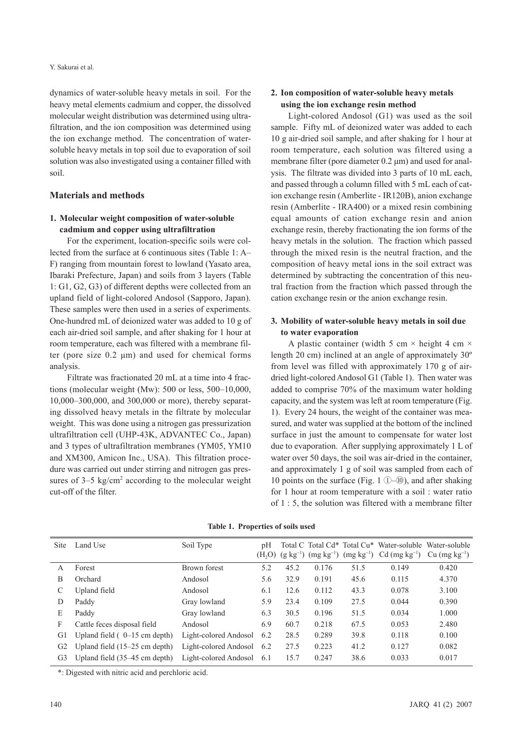dynamics of water-soluble heavy metals in soil. For the heavy metal elements cadmium and copper, the dissolved molecular weight distribution was determined using ultrafiltration, and the ion composition was determined using the ion exchange method. The concentration of water-soluble heavy metals in top soil due to evaporation of soil solution was also investigated using a container filled with soil.

## Materials and methods

### 1. Molecular weight composition of water-soluble cadmium and copper using ultrafiltration

For the experiment, location-specific soils were collected from the surface at 6 continuous sites (Table 1: A–F) ranging from mountain forest to lowland (Yasato area, Ibaraki Prefecture, Japan) and soils from 3 layers (Table 1: G1, G2, G3) of different depths were collected from an upland field of light-colored Andosol (Sapporo, Japan). These samples were then used in a series of experiments. One-hundred mL of deionized water was added to 10 g of each air-dried soil sample, and after shaking for 1 hour at room temperature, each was filtered with a membrane filter (pore size 0.2 µm) and used for chemical forms analysis.

Filtrate was fractionated 20 mL at a time into 4 fractions (molecular weight (Mw): 500 or less, 500–10,000, 10,000–300,000, and 300,000 or more), thereby separating dissolved heavy metals in the filtrate by molecular weight. This was done using a nitrogen gas pressurization ultrafiltration cell (UHP-43K, ADVANTEC Co., Japan) and 3 types of ultrafiltration membranes (YM05, YM10 and XM300, Amicon Inc., USA). This filtration procedure was carried out under stirring and nitrogen gas pressures of 3–5 kg/cm$^2$ according to the molecular weight cut-off of the filter.

### 2. Ion composition of water-soluble heavy metals using the ion exchange resin method

Light-colored Andosol (G1) was used as the soil sample. Fifty mL of deionized water was added to each 10 g air-dried soil sample, and after shaking for 1 hour at room temperature, each solution was filtered using a membrane filter (pore diameter 0.2 µm) and used for analysis. The filtrate was divided into 3 parts of 10 mL each, and passed through a column filled with 5 mL each of cation exchange resin (Amberlite - IR120B), anion exchange resin (Amberlite - IRA400) or a mixed resin combining equal amounts of cation exchange resin and anion exchange resin, thereby fractionating the ion forms of the heavy metals in the solution. The fraction which passed through the mixed resin is the neutral fraction, and the composition of heavy metal ions in the soil extract was determined by subtracting the concentration of this neutral fraction from the fraction which passed through the cation exchange resin or the anion exchange resin.

### 3. Mobility of water-soluble heavy metals in soil due to water evaporation

A plastic container (width 5 cm × height 4 cm × length 20 cm) inclined at an angle of approximately 30º from level was filled with approximately 170 g of air-dried light-colored Andosol G1 (Table 1). Then water was added to comprise 70% of the maximum water holding capacity, and the system was left at room temperature (Fig. 1). Every 24 hours, the weight of the container was measured, and water was supplied at the bottom of the inclined surface in just the amount to compensate for water lost due to evaporation. After supplying approximately 1 L of water over 50 days, the soil was air-dried in the container, and approximately 1 g of soil was sampled from each of 10 points on the surface (Fig. 1 ①–⑩), and after shaking for 1 hour at room temperature with a soil : water ratio of 1 : 5, the solution was filtered with a membrane filter

**Table 1. Properties of soils used**

| Site | Land Use | Soil Type | pH ($H_2O$) | Total C (g kg$^{-1}$) | Total Cd* (mg kg$^{-1}$) | Total Cu* (mg kg$^{-1}$) | Water-soluble Cd (mg kg$^{-1}$) | Water-soluble Cu (mg kg$^{-1}$) |
|---|---|---|---|---|---|---|---|---|
| A | Forest | Brown forest | 5.2 | 45.2 | 0.176 | 51.5 | 0.149 | 0.420 |
| B | Orchard | Andosol | 5.6 | 32.9 | 0.191 | 45.6 | 0.115 | 4.370 |
| C | Upland field | Andosol | 6.1 | 12.6 | 0.112 | 43.3 | 0.078 | 3.100 |
| D | Paddy | Gray lowland | 5.9 | 23.4 | 0.109 | 27.5 | 0.044 | 0.390 |
| E | Paddy | Gray lowland | 6.3 | 30.5 | 0.196 | 51.5 | 0.034 | 1.000 |
| F | Cattle feces disposal field | Andosol | 6.9 | 60.7 | 0.218 | 67.5 | 0.053 | 2.480 |
| G1 | Upland field ( 0–15 cm depth) | Light-colored Andosol | 6.2 | 28.5 | 0.289 | 39.8 | 0.118 | 0.100 |
| G2 | Upland field (15–25 cm depth) | Light-colored Andosol | 6.2 | 27.5 | 0.223 | 41.2 | 0.127 | 0.082 |
| G3 | Upland field (35–45 cm depth) | Light-colored Andosol | 6.1 | 15.7 | 0.247 | 38.6 | 0.033 | 0.017 |

*: Digested with nitric acid and perchloric acid.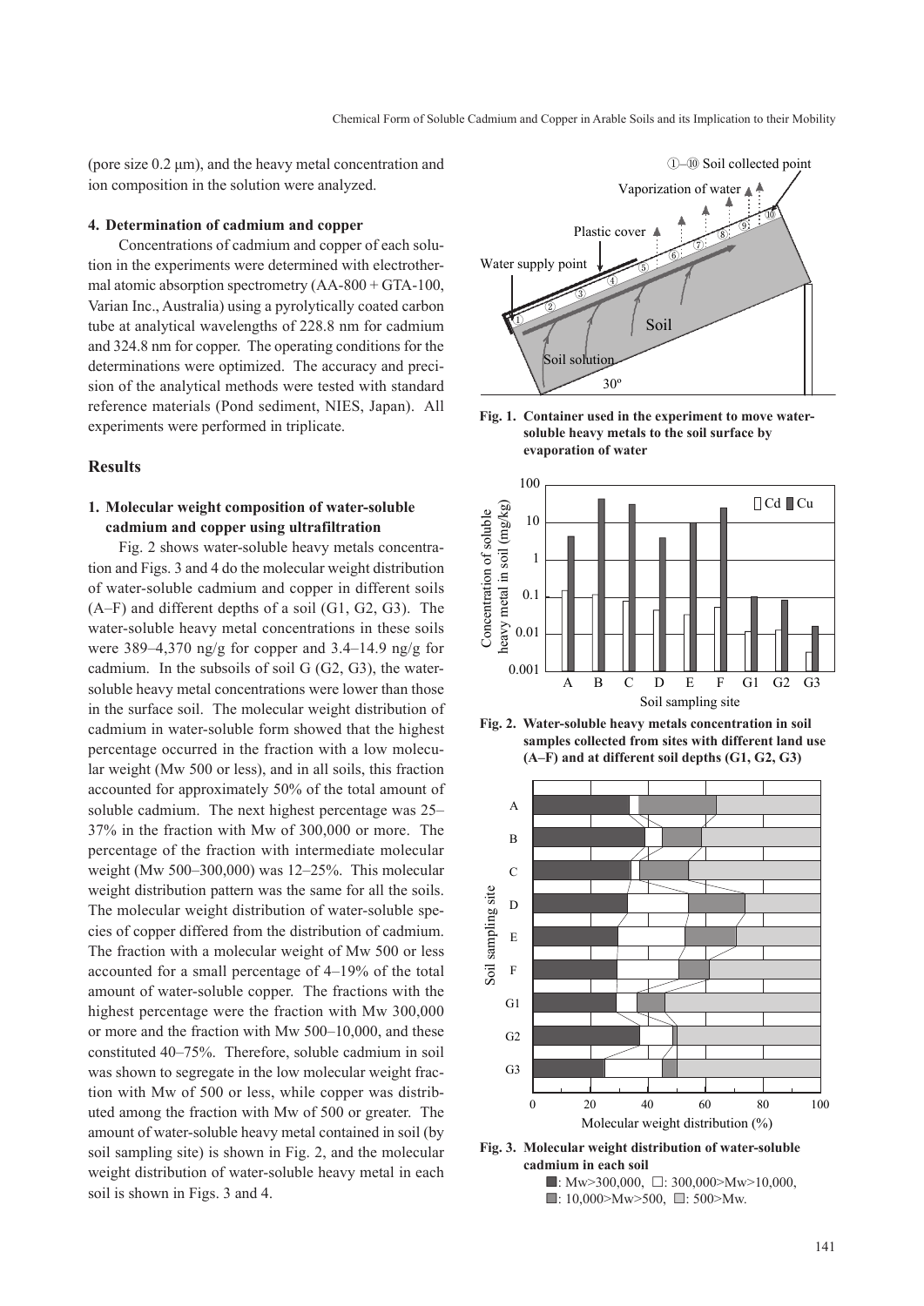(pore size 0.2 μm), and the heavy metal concentration and ion composition in the solution were analyzed.

### 4. Determination of cadmium and copper

Concentrations of cadmium and copper of each solution in the experiments were determined with electrothermal atomic absorption spectrometry (AA-800 + GTA-100, Varian Inc., Australia) using a pyrolytically coated carbon tube at analytical wavelengths of 228.8 nm for cadmium and 324.8 nm for copper. The operating conditions for the determinations were optimized. The accuracy and precision of the analytical methods were tested with standard reference materials (Pond sediment, NIES, Japan). All experiments were performed in triplicate.

## Results

### 1. Molecular weight composition of water-soluble cadmium and copper using ultrafiltration

Fig. 2 shows water-soluble heavy metals concentration and Figs. 3 and 4 do the molecular weight distribution of water-soluble cadmium and copper in different soils (A–F) and different depths of a soil (G1, G2, G3). The water-soluble heavy metal concentrations in these soils were 389–4,370 ng/g for copper and 3.4–14.9 ng/g for cadmium. In the subsoils of soil G (G2, G3), the water-soluble heavy metal concentrations were lower than those in the surface soil. The molecular weight distribution of cadmium in water-soluble form showed that the highest percentage occurred in the fraction with a low molecular weight (Mw 500 or less), and in all soils, this fraction accounted for approximately 50% of the total amount of soluble cadmium. The next highest percentage was 25–37% in the fraction with Mw of 300,000 or more. The percentage of the fraction with intermediate molecular weight (Mw 500–300,000) was 12–25%. This molecular weight distribution pattern was the same for all the soils. The molecular weight distribution of water-soluble species of copper differed from the distribution of cadmium. The fraction with a molecular weight of Mw 500 or less accounted for a small percentage of 4–19% of the total amount of water-soluble copper. The fractions with the highest percentage were the fraction with Mw 300,000 or more and the fraction with Mw 500–10,000, and these constituted 40–75%. Therefore, soluble cadmium in soil was shown to segregate in the low molecular weight fraction with Mw of 500 or less, while copper was distributed among the fraction with Mw of 500 or greater. The amount of water-soluble heavy metal contained in soil (by soil sampling site) is shown in Fig. 2, and the molecular weight distribution of water-soluble heavy metal in each soil is shown in Figs. 3 and 4.

**Fig. 1. Container used in the experiment to move water-soluble heavy metals to the soil surface by evaporation of water**

**Fig. 2. Water-soluble heavy metals concentration in soil samples collected from sites with different land use (A–F) and at different soil depths (G1, G2, G3)**

**Fig. 3. Molecular weight distribution of water-soluble cadmium in each soil**

■: Mw>300,000, □: 300,000>Mw>10,000, ■: 10,000>Mw>500, ■: 500>Mw.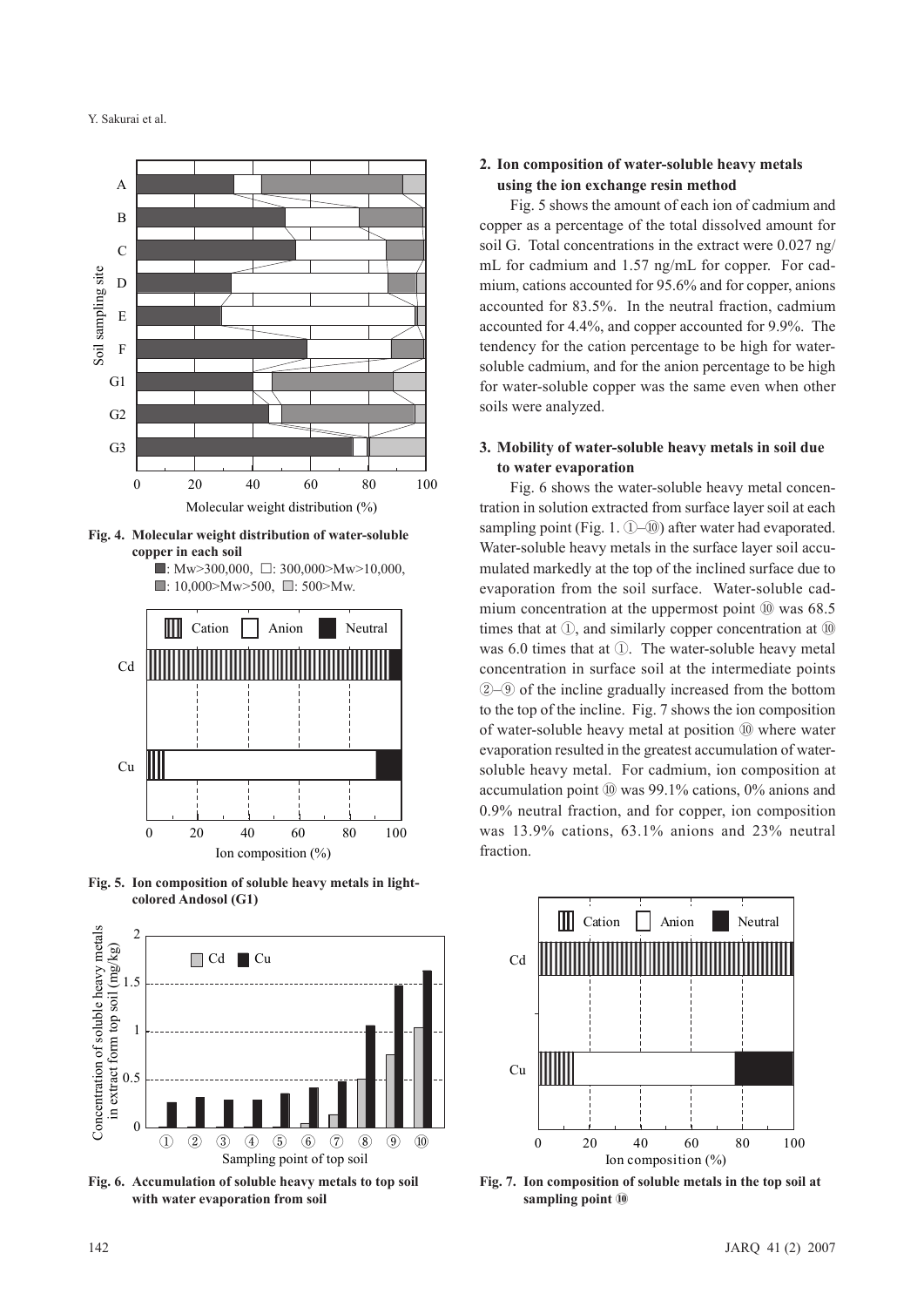Fig. 4. Molecular weight distribution of water-soluble copper in each soil

■: Mw>300,000, □: 300,000>Mw>10,000, ■: 10,000>Mw>500, □: 500>Mw.

Fig. 5. Ion composition of soluble heavy metals in light-colored Andosol (G1)

Fig. 6. Accumulation of soluble heavy metals to top soil with water evaporation from soil

## 2. Ion composition of water-soluble heavy metals using the ion exchange resin method

Fig. 5 shows the amount of each ion of cadmium and copper as a percentage of the total dissolved amount for soil G. Total concentrations in the extract were 0.027 ng/mL for cadmium and 1.57 ng/mL for copper. For cadmium, cations accounted for 95.6% and for copper, anions accounted for 83.5%. In the neutral fraction, cadmium accounted for 4.4%, and copper accounted for 9.9%. The tendency for the cation percentage to be high for water-soluble cadmium, and for the anion percentage to be high for water-soluble copper was the same even when other soils were analyzed.

## 3. Mobility of water-soluble heavy metals in soil due to water evaporation

Fig. 6 shows the water-soluble heavy metal concentration in solution extracted from surface layer soil at each sampling point (Fig. 1. ①–⑩) after water had evaporated. Water-soluble heavy metals in the surface layer soil accumulated markedly at the top of the inclined surface due to evaporation from the soil surface. Water-soluble cadmium concentration at the uppermost point ⑩ was 68.5 times that at ①, and similarly copper concentration at ⑩ was 6.0 times that at ①. The water-soluble heavy metal concentration in surface soil at the intermediate points ②–⑨ of the incline gradually increased from the bottom to the top of the incline. Fig. 7 shows the ion composition of water-soluble heavy metal at position ⑩ where water evaporation resulted in the greatest accumulation of water-soluble heavy metal. For cadmium, ion composition at accumulation point ⑩ was 99.1% cations, 0% anions and 0.9% neutral fraction, and for copper, ion composition was 13.9% cations, 63.1% anions and 23% neutral fraction.

Fig. 7. Ion composition of soluble metals in the top soil at sampling point ⑩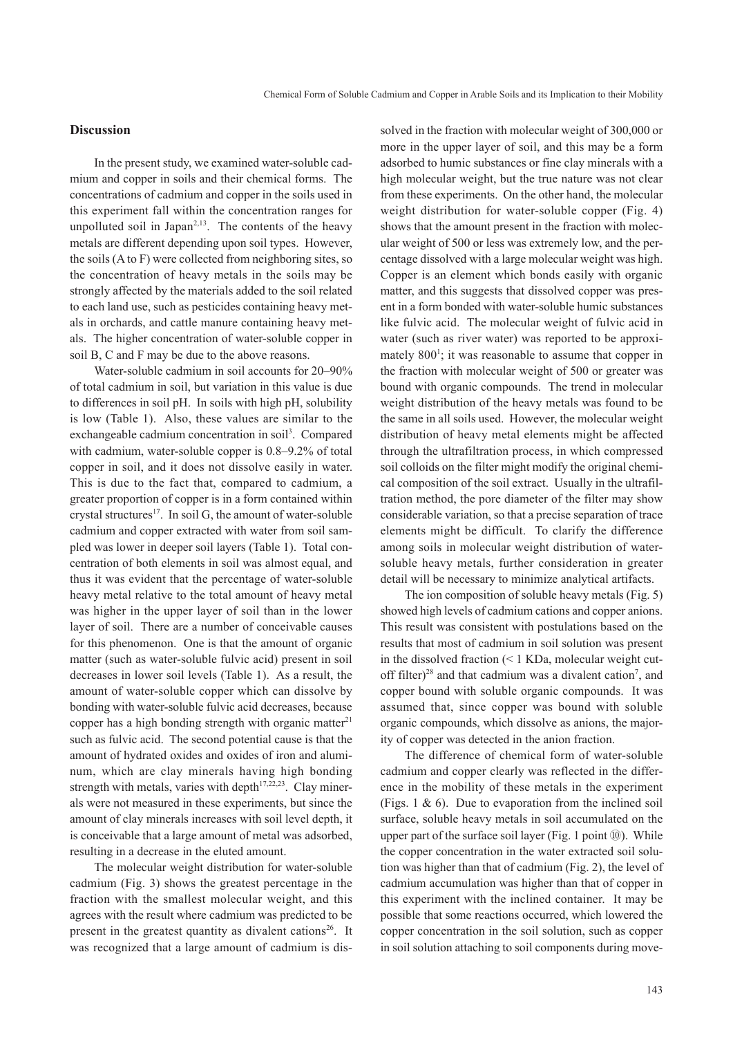## Discussion

In the present study, we examined water-soluble cadmium and copper in soils and their chemical forms. The concentrations of cadmium and copper in the soils used in this experiment fall within the concentration ranges for unpolluted soil in Japan[2,13]. The contents of the heavy metals are different depending upon soil types. However, the soils (A to F) were collected from neighboring sites, so the concentration of heavy metals in the soils may be strongly affected by the materials added to the soil related to each land use, such as pesticides containing heavy metals in orchards, and cattle manure containing heavy metals. The higher concentration of water-soluble copper in soil B, C and F may be due to the above reasons.

Water-soluble cadmium in soil accounts for 20–90% of total cadmium in soil, but variation in this value is due to differences in soil pH. In soils with high pH, solubility is low (Table 1). Also, these values are similar to the exchangeable cadmium concentration in soil[3]. Compared with cadmium, water-soluble copper is 0.8–9.2% of total copper in soil, and it does not dissolve easily in water. This is due to the fact that, compared to cadmium, a greater proportion of copper is in a form contained within crystal structures[17]. In soil G, the amount of water-soluble cadmium and copper extracted with water from soil sampled was lower in deeper soil layers (Table 1). Total concentration of both elements in soil was almost equal, and thus it was evident that the percentage of water-soluble heavy metal relative to the total amount of heavy metal was higher in the upper layer of soil than in the lower layer of soil. There are a number of conceivable causes for this phenomenon. One is that the amount of organic matter (such as water-soluble fulvic acid) present in soil decreases in lower soil levels (Table 1). As a result, the amount of water-soluble copper which can dissolve by bonding with water-soluble fulvic acid decreases, because copper has a high bonding strength with organic matter[21] such as fulvic acid. The second potential cause is that the amount of hydrated oxides and oxides of iron and aluminum, which are clay minerals having high bonding strength with metals, varies with depth[17,22,23]. Clay minerals were not measured in these experiments, but since the amount of clay minerals increases with soil level depth, it is conceivable that a large amount of metal was adsorbed, resulting in a decrease in the eluted amount.

The molecular weight distribution for water-soluble cadmium (Fig. 3) shows the greatest percentage in the fraction with the smallest molecular weight, and this agrees with the result where cadmium was predicted to be present in the greatest quantity as divalent cations[26]. It was recognized that a large amount of cadmium is dissolved in the fraction with molecular weight of 300,000 or more in the upper layer of soil, and this may be a form adsorbed to humic substances or fine clay minerals with a high molecular weight, but the true nature was not clear from these experiments. On the other hand, the molecular weight distribution for water-soluble copper (Fig. 4) shows that the amount present in the fraction with molecular weight of 500 or less was extremely low, and the percentage dissolved with a large molecular weight was high. Copper is an element which bonds easily with organic matter, and this suggests that dissolved copper was present in a form bonded with water-soluble humic substances like fulvic acid. The molecular weight of fulvic acid in water (such as river water) was reported to be approximately 800[1]; it was reasonable to assume that copper in the fraction with molecular weight of 500 or greater was bound with organic compounds. The trend in molecular weight distribution of the heavy metals was found to be the same in all soils used. However, the molecular weight distribution of heavy metal elements might be affected through the ultrafiltration process, in which compressed soil colloids on the filter might modify the original chemical composition of the soil extract. Usually in the ultrafiltration method, the pore diameter of the filter may show considerable variation, so that a precise separation of trace elements might be difficult. To clarify the difference among soils in molecular weight distribution of water-soluble heavy metals, further consideration in greater detail will be necessary to minimize analytical artifacts.

The ion composition of soluble heavy metals (Fig. 5) showed high levels of cadmium cations and copper anions. This result was consistent with postulations based on the results that most of cadmium in soil solution was present in the dissolved fraction (< 1 KDa, molecular weight cut-off filter)[28] and that cadmium was a divalent cation[7], and copper bound with soluble organic compounds. It was assumed that, since copper was bound with soluble organic compounds, which dissolve as anions, the majority of copper was detected in the anion fraction.

The difference of chemical form of water-soluble cadmium and copper clearly was reflected in the difference in the mobility of these metals in the experiment (Figs. 1 & 6). Due to evaporation from the inclined soil surface, soluble heavy metals in soil accumulated on the upper part of the surface soil layer (Fig. 1 point ⑩). While the copper concentration in the water extracted soil solution was higher than that of cadmium (Fig. 2), the level of cadmium accumulation was higher than that of copper in this experiment with the inclined container. It may be possible that some reactions occurred, which lowered the copper concentration in the soil solution, such as copper in soil solution attaching to soil components during move-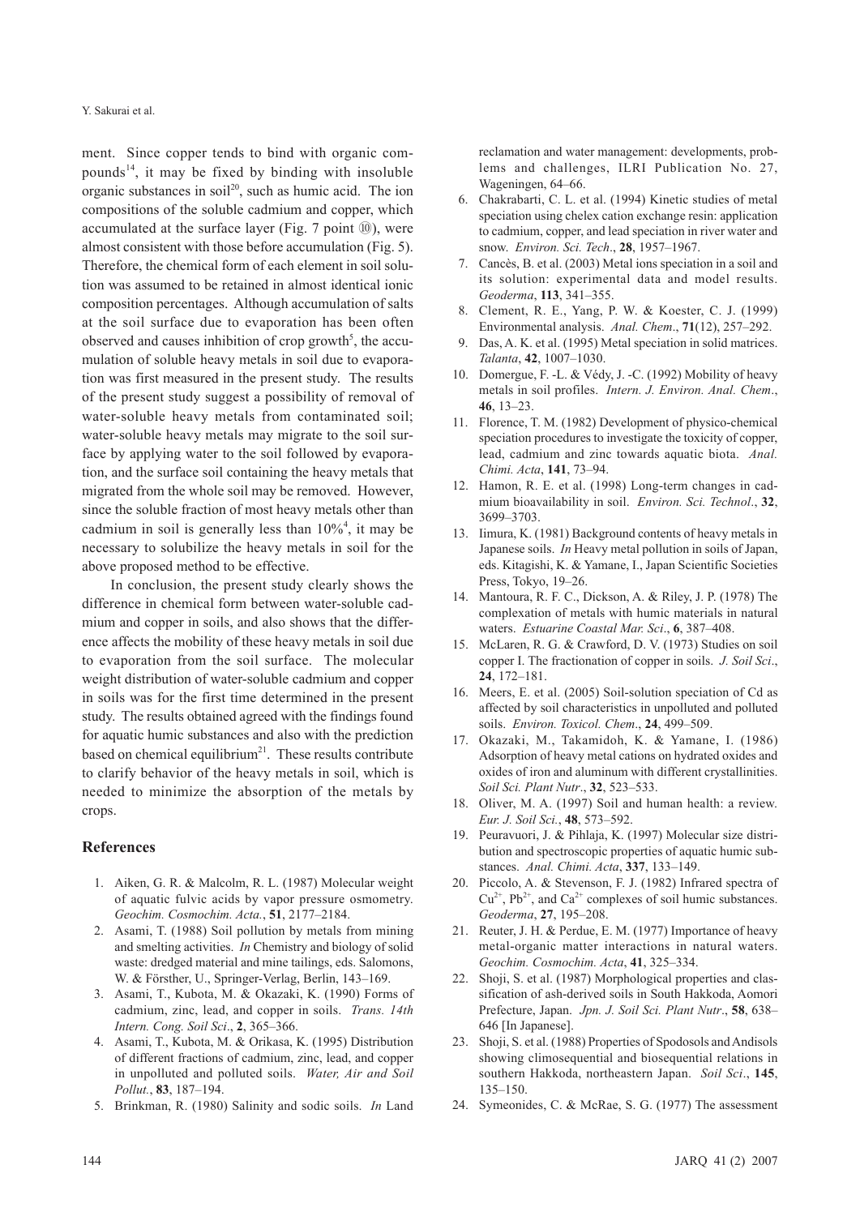ment. Since copper tends to bind with organic compounds[14], it may be fixed by binding with insoluble organic substances in soil[20], such as humic acid. The ion compositions of the soluble cadmium and copper, which accumulated at the surface layer (Fig. 7 point ⑩), were almost consistent with those before accumulation (Fig. 5). Therefore, the chemical form of each element in soil solution was assumed to be retained in almost identical ionic composition percentages. Although accumulation of salts at the soil surface due to evaporation has been often observed and causes inhibition of crop growth[5], the accumulation of soluble heavy metals in soil due to evaporation was first measured in the present study. The results of the present study suggest a possibility of removal of water-soluble heavy metals from contaminated soil; water-soluble heavy metals may migrate to the soil surface by applying water to the soil followed by evaporation, and the surface soil containing the heavy metals that migrated from the whole soil may be removed. However, since the soluble fraction of most heavy metals other than cadmium in soil is generally less than 10%[4], it may be necessary to solubilize the heavy metals in soil for the above proposed method to be effective.

In conclusion, the present study clearly shows the difference in chemical form between water-soluble cadmium and copper in soils, and also shows that the difference affects the mobility of these heavy metals in soil due to evaporation from the soil surface. The molecular weight distribution of water-soluble cadmium and copper in soils was for the first time determined in the present study. The results obtained agreed with the findings found for aquatic humic substances and also with the prediction based on chemical equilibrium[21]. These results contribute to clarify behavior of the heavy metals in soil, which is needed to minimize the absorption of the metals by crops.

## References

1. Aiken, G. R. & Malcolm, R. L. (1987) Molecular weight of aquatic fulvic acids by vapor pressure osmometry. *Geochim. Cosmochim. Acta.*, **51**, 2177–2184.
2. Asami, T. (1988) Soil pollution by metals from mining and smelting activities. *In* Chemistry and biology of solid waste: dredged material and mine tailings, eds. Salomons, W. & Försther, U., Springer-Verlag, Berlin, 143–169.
3. Asami, T., Kubota, M. & Okazaki, K. (1990) Forms of cadmium, zinc, lead, and copper in soils. *Trans. 14th Intern. Cong. Soil Sci*., **2**, 365–366.
4. Asami, T., Kubota, M. & Orikasa, K. (1995) Distribution of different fractions of cadmium, zinc, lead, and copper in unpolluted and polluted soils. *Water, Air and Soil Pollut.*, **83**, 187–194.
5. Brinkman, R. (1980) Salinity and sodic soils. *In* Land reclamation and water management: developments, problems and challenges, ILRI Publication No. 27, Wageningen, 64–66.
6. Chakrabarti, C. L. et al. (1994) Kinetic studies of metal speciation using chelex cation exchange resin: application to cadmium, copper, and lead speciation in river water and snow. *Environ. Sci. Tech*., **28**, 1957–1967.
7. Cancès, B. et al. (2003) Metal ions speciation in a soil and its solution: experimental data and model results. *Geoderma*, **113**, 341–355.
8. Clement, R. E., Yang, P. W. & Koester, C. J. (1999) Environmental analysis. *Anal. Chem*., **71**(12), 257–292.
9. Das, A. K. et al. (1995) Metal speciation in solid matrices. *Talanta*, **42**, 1007–1030.
10. Domergue, F. -L. & Védy, J. -C. (1992) Mobility of heavy metals in soil profiles. *Intern. J. Environ. Anal. Chem*., **46**, 13–23.
11. Florence, T. M. (1982) Development of physico-chemical speciation procedures to investigate the toxicity of copper, lead, cadmium and zinc towards aquatic biota. *Anal. Chimi. Acta*, **141**, 73–94.
12. Hamon, R. E. et al. (1998) Long-term changes in cadmium bioavailability in soil. *Environ. Sci. Technol*., **32**, 3699–3703.
13. Iimura, K. (1981) Background contents of heavy metals in Japanese soils. *In* Heavy metal pollution in soils of Japan, eds. Kitagishi, K. & Yamane, I., Japan Scientific Societies Press, Tokyo, 19–26.
14. Mantoura, R. F. C., Dickson, A. & Riley, J. P. (1978) The complexation of metals with humic materials in natural waters. *Estuarine Coastal Mar. Sci*., **6**, 387–408.
15. McLaren, R. G. & Crawford, D. V. (1973) Studies on soil copper I. The fractionation of copper in soils. *J. Soil Sci*., **24**, 172–181.
16. Meers, E. et al. (2005) Soil-solution speciation of Cd as affected by soil characteristics in unpolluted and polluted soils. *Environ. Toxicol. Chem*., **24**, 499–509.
17. Okazaki, M., Takamidoh, K. & Yamane, I. (1986) Adsorption of heavy metal cations on hydrated oxides and oxides of iron and aluminum with different crystallinities. *Soil Sci. Plant Nutr*., **32**, 523–533.
18. Oliver, M. A. (1997) Soil and human health: a review. *Eur. J. Soil Sci.*, **48**, 573–592.
19. Peuravuori, J. & Pihlaja, K. (1997) Molecular size distribution and spectroscopic properties of aquatic humic substances. *Anal. Chimi. Acta*, **337**, 133–149.
20. Piccolo, A. & Stevenson, F. J. (1982) Infrared spectra of $Cu^{2+}$, $Pb^{2+}$, and $Ca^{2+}$ complexes of soil humic substances. *Geoderma*, **27**, 195–208.
21. Reuter, J. H. & Perdue, E. M. (1977) Importance of heavy metal-organic matter interactions in natural waters. *Geochim. Cosmochim. Acta*, **41**, 325–334.
22. Shoji, S. et al. (1987) Morphological properties and classification of ash-derived soils in South Hakkoda, Aomori Prefecture, Japan. *Jpn. J. Soil Sci. Plant Nutr*., **58**, 638–646 [In Japanese].
23. Shoji, S. et al. (1988) Properties of Spodosols and Andisols showing climosequential and biosequential relations in southern Hakkoda, northeastern Japan. *Soil Sci*., **145**, 135–150.
24. Symeonides, C. & McRae, S. G. (1977) The assessment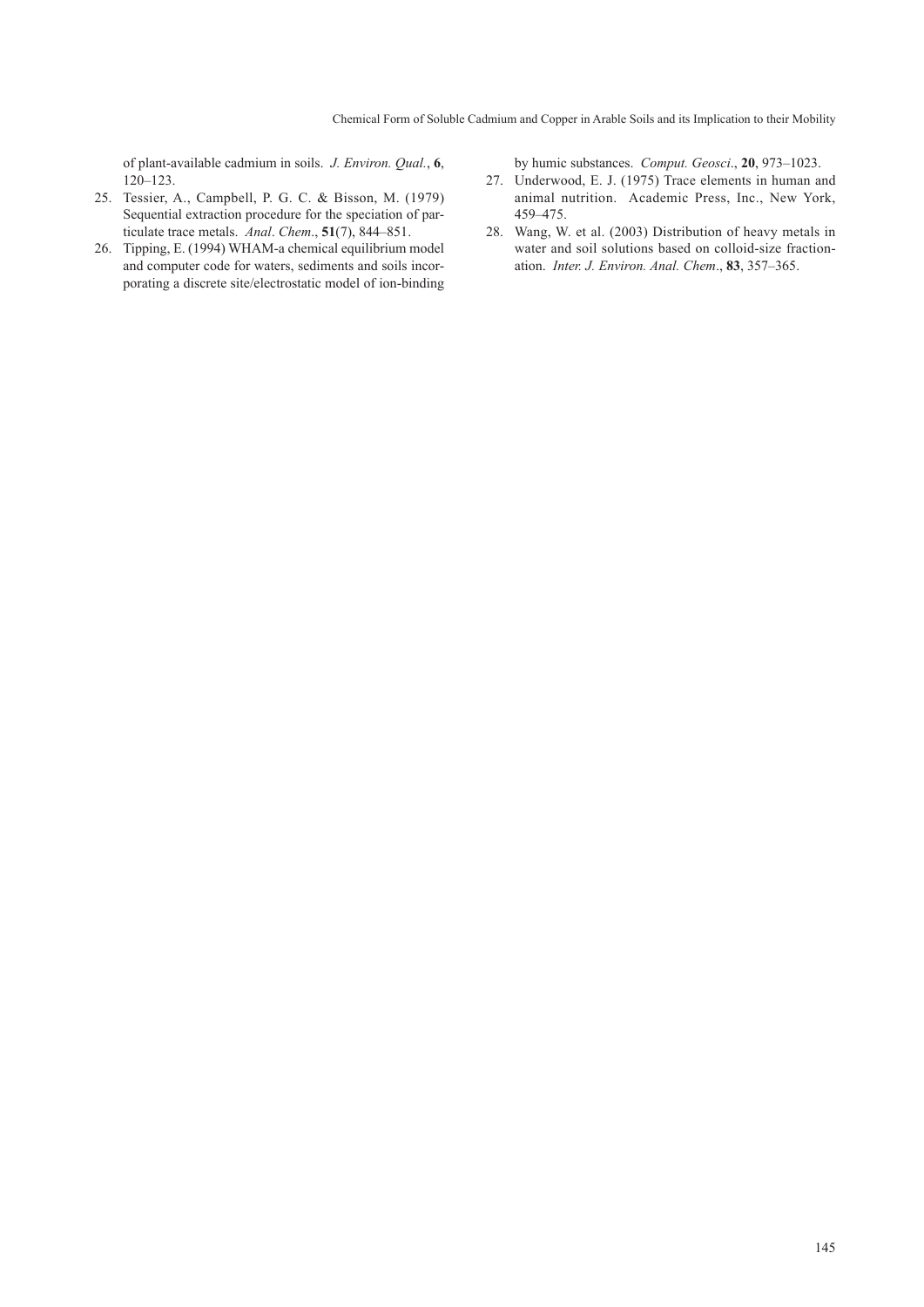of plant-available cadmium in soils. *J. Environ. Qual.*, **6**, 120–123.

25. Tessier, A., Campbell, P. G. C. & Bisson, M. (1979) Sequential extraction procedure for the speciation of particulate trace metals. *Anal*. *Chem*., **51**(7), 844–851.
26. Tipping, E. (1994) WHAM-a chemical equilibrium model and computer code for waters, sediments and soils incorporating a discrete site/electrostatic model of ion-binding by humic substances. *Comput. Geosci*., **20**, 973–1023.
27. Underwood, E. J. (1975) Trace elements in human and animal nutrition. Academic Press, Inc., New York, 459–475.
28. Wang, W. et al. (2003) Distribution of heavy metals in water and soil solutions based on colloid-size fractionation. *Inter. J. Environ. Anal. Chem*., **83**, 357–365.